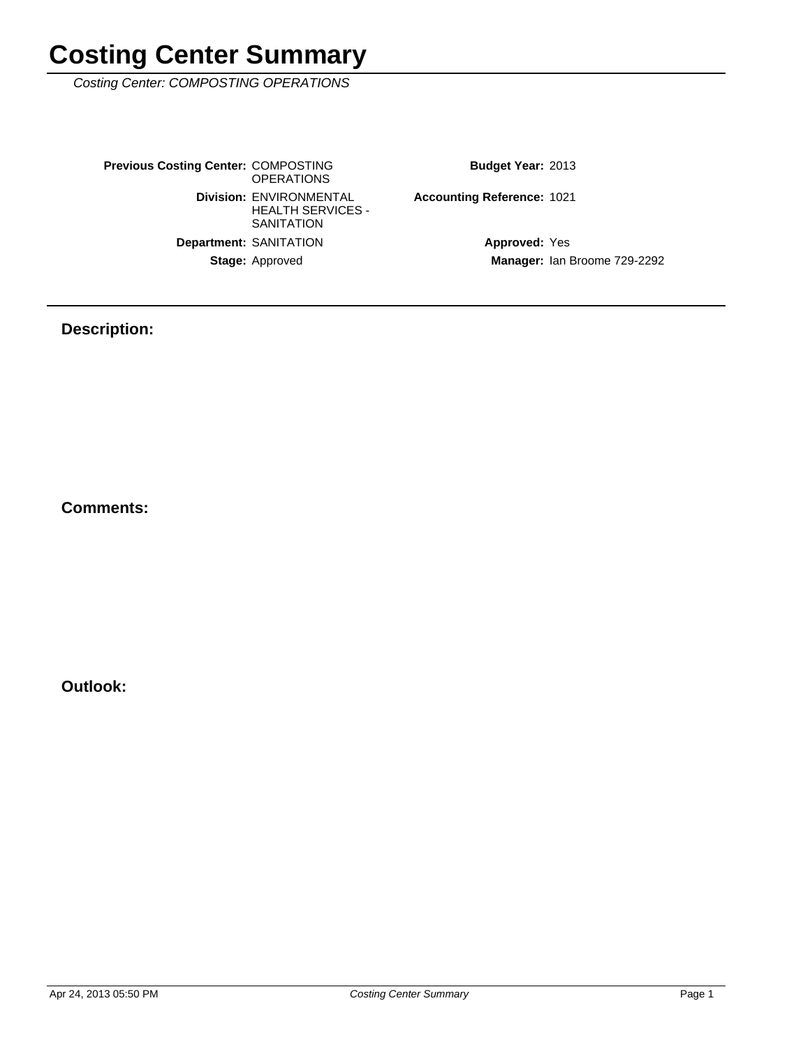# Costing Center Summary

*Costing Center: COMPOSTING OPERATIONS*

**Previous Costing Center:** COMPOSTING OPERATIONS

**Division:** ENVIRONMENTAL HEALTH SERVICES - SANITATION

**Department:** SANITATION

**Stage:** Approved

**Budget Year:** 2013

**Accounting Reference:** 1021

**Approved:** Yes

**Manager:** Ian Broome 729-2292

## Description:

## Comments:

## Outlook: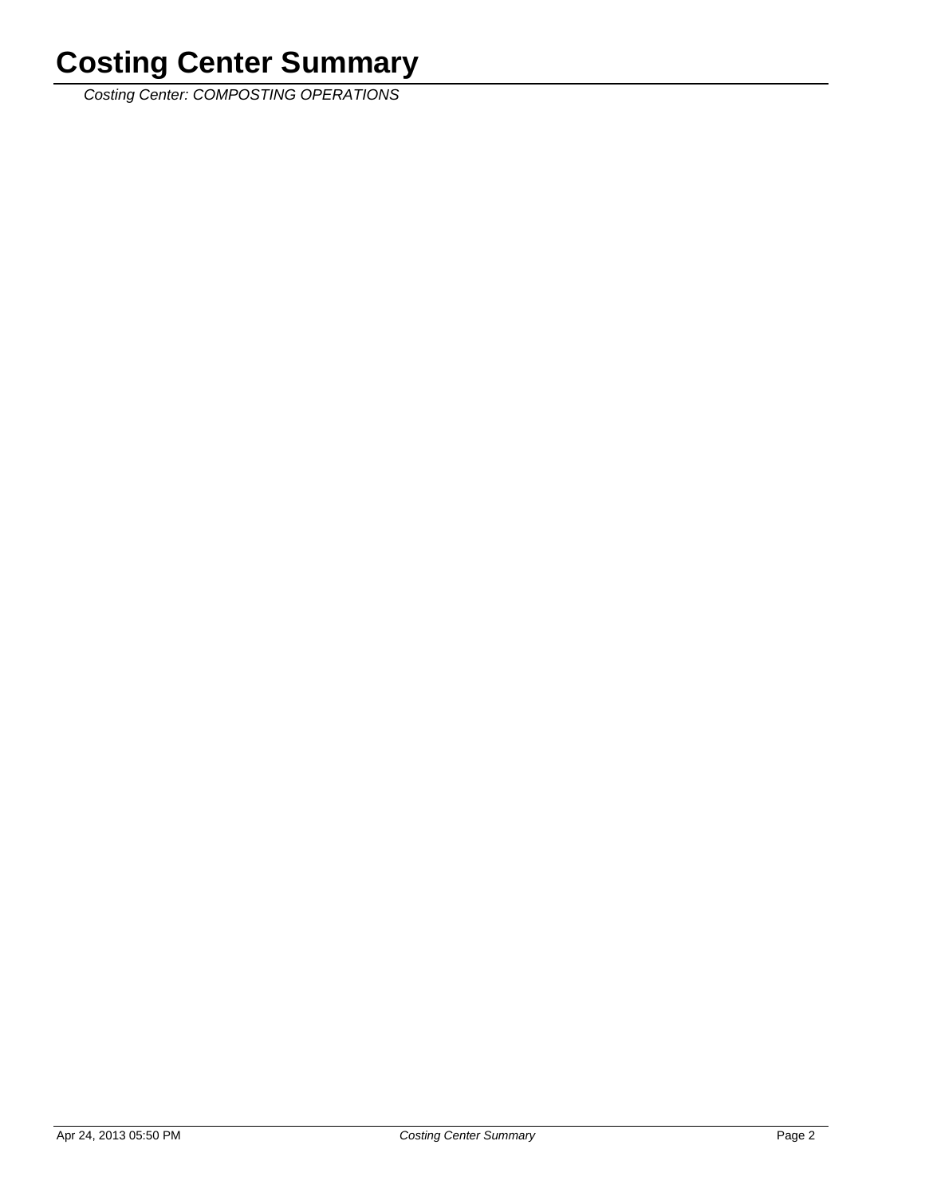# Costing Center Summary

*Costing Center: COMPOSTING OPERATIONS*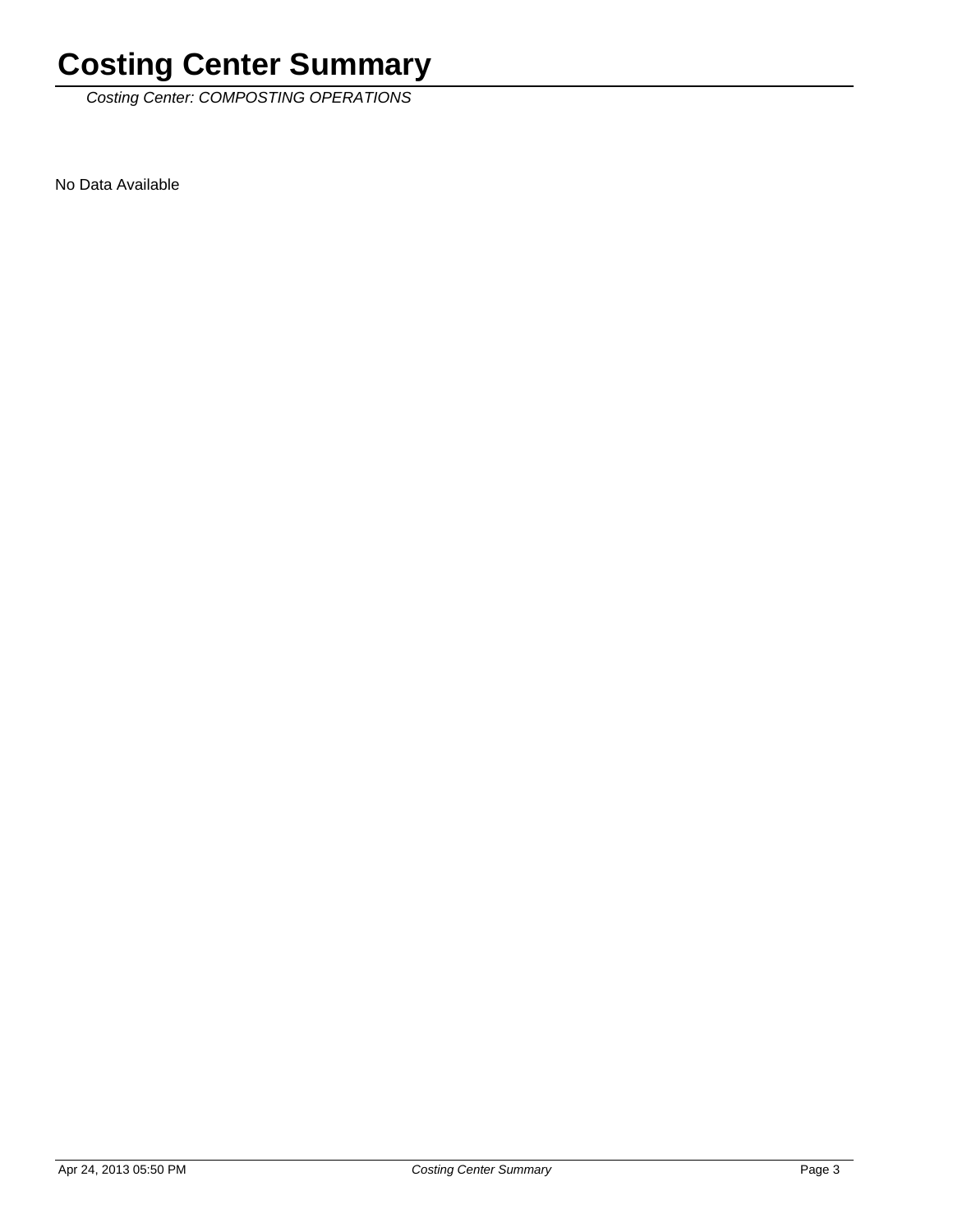# Costing Center Summary

*Costing Center: COMPOSTING OPERATIONS*

No Data Available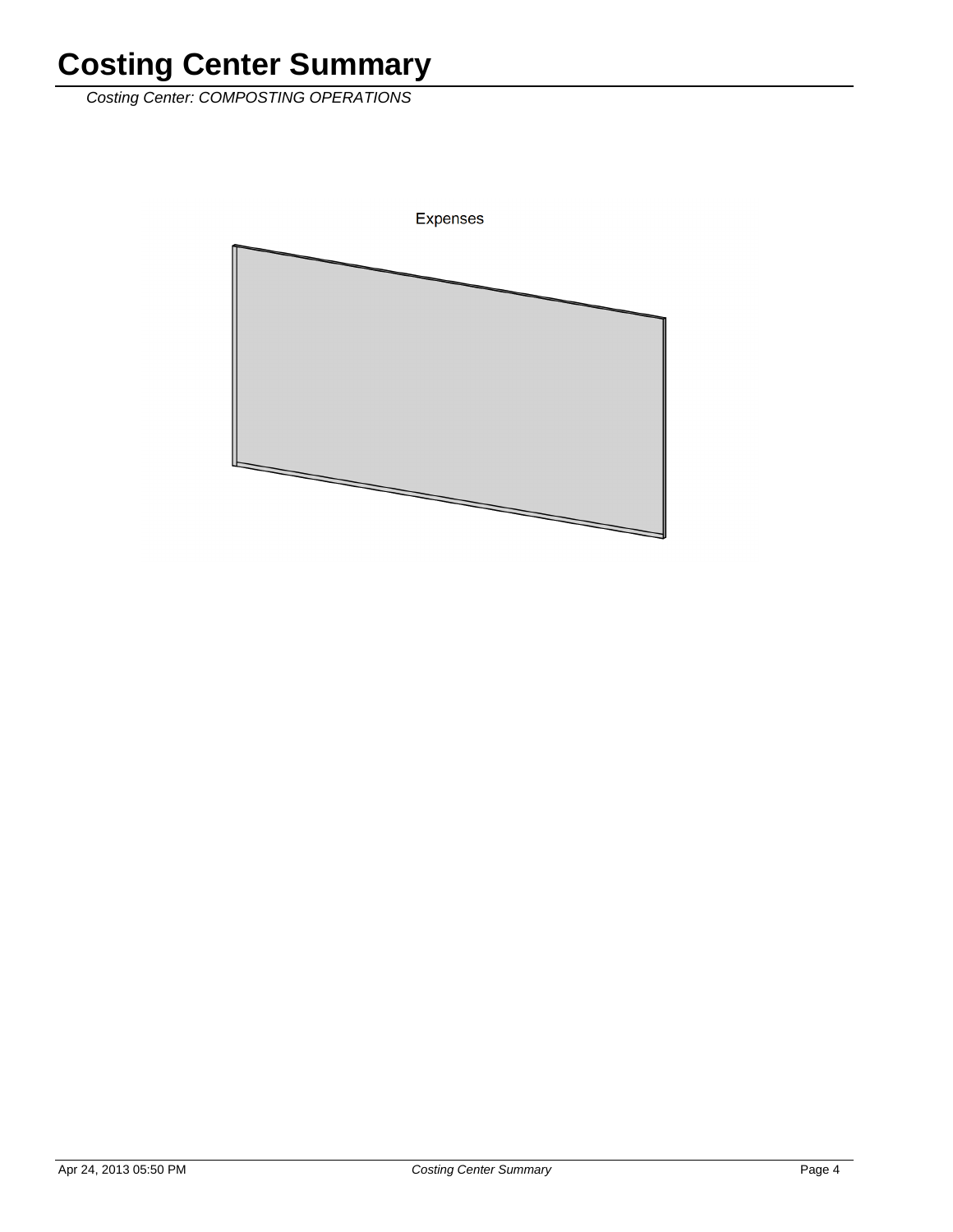# Costing Center Summary

*Costing Center: COMPOSTING OPERATIONS*

Expenses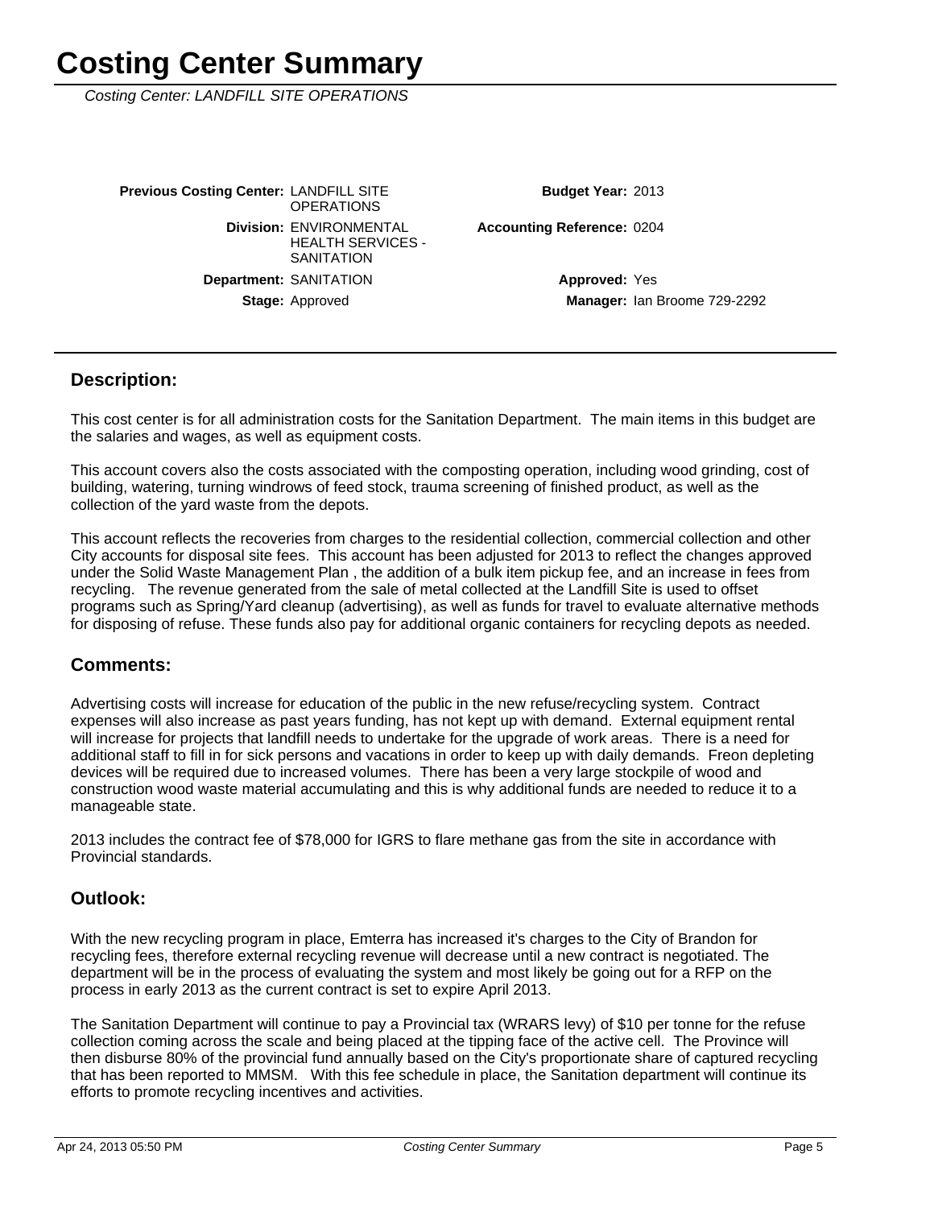# Costing Center Summary

*Costing Center: LANDFILL SITE OPERATIONS*

| | | | |
|---|---|---|---|
| **Previous Costing Center:** | LANDFILL SITE OPERATIONS | **Budget Year:** | 2013 |
| **Division:** | ENVIRONMENTAL HEALTH SERVICES - SANITATION | **Accounting Reference:** | 0204 |
| **Department:** | SANITATION | **Approved:** | Yes |
| **Stage:** | Approved | **Manager:** | Ian Broome 729-2292 |

## Description:

This cost center is for all administration costs for the Sanitation Department. The main items in this budget are the salaries and wages, as well as equipment costs.

This account covers also the costs associated with the composting operation, including wood grinding, cost of building, watering, turning windrows of feed stock, trauma screening of finished product, as well as the collection of the yard waste from the depots.

This account reflects the recoveries from charges to the residential collection, commercial collection and other City accounts for disposal site fees. This account has been adjusted for 2013 to reflect the changes approved under the Solid Waste Management Plan , the addition of a bulk item pickup fee, and an increase in fees from recycling. The revenue generated from the sale of metal collected at the Landfill Site is used to offset programs such as Spring/Yard cleanup (advertising), as well as funds for travel to evaluate alternative methods for disposing of refuse. These funds also pay for additional organic containers for recycling depots as needed.

## Comments:

Advertising costs will increase for education of the public in the new refuse/recycling system. Contract expenses will also increase as past years funding, has not kept up with demand. External equipment rental will increase for projects that landfill needs to undertake for the upgrade of work areas. There is a need for additional staff to fill in for sick persons and vacations in order to keep up with daily demands. Freon depleting devices will be required due to increased volumes. There has been a very large stockpile of wood and construction wood waste material accumulating and this is why additional funds are needed to reduce it to a manageable state.

2013 includes the contract fee of $78,000 for IGRS to flare methane gas from the site in accordance with Provincial standards.

## Outlook:

With the new recycling program in place, Emterra has increased it's charges to the City of Brandon for recycling fees, therefore external recycling revenue will decrease until a new contract is negotiated. The department will be in the process of evaluating the system and most likely be going out for a RFP on the process in early 2013 as the current contract is set to expire April 2013.

The Sanitation Department will continue to pay a Provincial tax (WRARS levy) of $10 per tonne for the refuse collection coming across the scale and being placed at the tipping face of the active cell. The Province will then disburse 80% of the provincial fund annually based on the City's proportionate share of captured recycling that has been reported to MMSM. With this fee schedule in place, the Sanitation department will continue its efforts to promote recycling incentives and activities.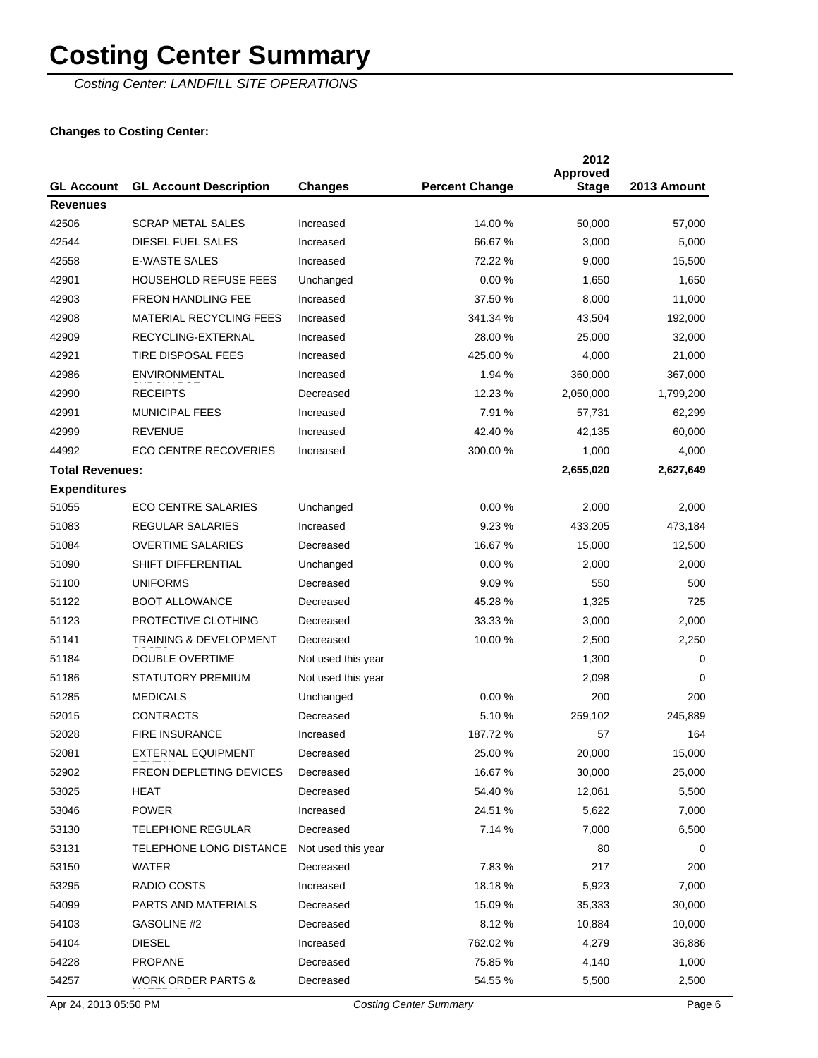# Costing Center Summary

*Costing Center: LANDFILL SITE OPERATIONS*

**Changes to Costing Center:**

| GL Account | GL Account Description | Changes | Percent Change | 2012 Approved Stage | 2013 Amount |
|---|---|---|---|---|---|
| **Revenues** | | | | | |
| 42506 | SCRAP METAL SALES | Increased | 14.00 % | 50,000 | 57,000 |
| 42544 | DIESEL FUEL SALES | Increased | 66.67 % | 3,000 | 5,000 |
| 42558 | E-WASTE SALES | Increased | 72.22 % | 9,000 | 15,500 |
| 42901 | HOUSEHOLD REFUSE FEES | Unchanged | 0.00 % | 1,650 | 1,650 |
| 42903 | FREON HANDLING FEE | Increased | 37.50 % | 8,000 | 11,000 |
| 42908 | MATERIAL RECYCLING FEES | Increased | 341.34 % | 43,504 | 192,000 |
| 42909 | RECYCLING-EXTERNAL | Increased | 28.00 % | 25,000 | 32,000 |
| 42921 | TIRE DISPOSAL FEES | Increased | 425.00 % | 4,000 | 21,000 |
| 42986 | ENVIRONMENTAL SURCHARGE | Increased | 1.94 % | 360,000 | 367,000 |
| 42990 | RECEIPTS | Decreased | 12.23 % | 2,050,000 | 1,799,200 |
| 42991 | MUNICIPAL FEES | Increased | 7.91 % | 57,731 | 62,299 |
| 42999 | REVENUE | Increased | 42.40 % | 42,135 | 60,000 |
| 44992 | ECO CENTRE RECOVERIES | Increased | 300.00 % | 1,000 | 4,000 |
| **Total Revenues:** | | | | **2,655,020** | **2,627,649** |
| **Expenditures** | | | | | |
| 51055 | ECO CENTRE SALARIES | Unchanged | 0.00 % | 2,000 | 2,000 |
| 51083 | REGULAR SALARIES | Increased | 9.23 % | 433,205 | 473,184 |
| 51084 | OVERTIME SALARIES | Decreased | 16.67 % | 15,000 | 12,500 |
| 51090 | SHIFT DIFFERENTIAL | Unchanged | 0.00 % | 2,000 | 2,000 |
| 51100 | UNIFORMS | Decreased | 9.09 % | 550 | 500 |
| 51122 | BOOT ALLOWANCE | Decreased | 45.28 % | 1,325 | 725 |
| 51123 | PROTECTIVE CLOTHING | Decreased | 33.33 % | 3,000 | 2,000 |
| 51141 | TRAINING & DEVELOPMENT COSTS | Decreased | 10.00 % | 2,500 | 2,250 |
| 51184 | DOUBLE OVERTIME | Not used this year | | 1,300 | 0 |
| 51186 | STATUTORY PREMIUM | Not used this year | | 2,098 | 0 |
| 51285 | MEDICALS | Unchanged | 0.00 % | 200 | 200 |
| 52015 | CONTRACTS | Decreased | 5.10 % | 259,102 | 245,889 |
| 52028 | FIRE INSURANCE | Increased | 187.72 % | 57 | 164 |
| 52081 | EXTERNAL EQUIPMENT RENTAL | Decreased | 25.00 % | 20,000 | 15,000 |
| 52902 | FREON DEPLETING DEVICES | Decreased | 16.67 % | 30,000 | 25,000 |
| 53025 | HEAT | Decreased | 54.40 % | 12,061 | 5,500 |
| 53046 | POWER | Increased | 24.51 % | 5,622 | 7,000 |
| 53130 | TELEPHONE REGULAR | Decreased | 7.14 % | 7,000 | 6,500 |
| 53131 | TELEPHONE LONG DISTANCE | Not used this year | | 80 | 0 |
| 53150 | WATER | Decreased | 7.83 % | 217 | 200 |
| 53295 | RADIO COSTS | Increased | 18.18 % | 5,923 | 7,000 |
| 54099 | PARTS AND MATERIALS | Decreased | 15.09 % | 35,333 | 30,000 |
| 54103 | GASOLINE #2 | Decreased | 8.12 % | 10,884 | 10,000 |
| 54104 | DIESEL | Increased | 762.02 % | 4,279 | 36,886 |
| 54228 | PROPANE | Decreased | 75.85 % | 4,140 | 1,000 |
| 54257 | WORK ORDER PARTS & MATERIALS | Decreased | 54.55 % | 5,500 | 2,500 |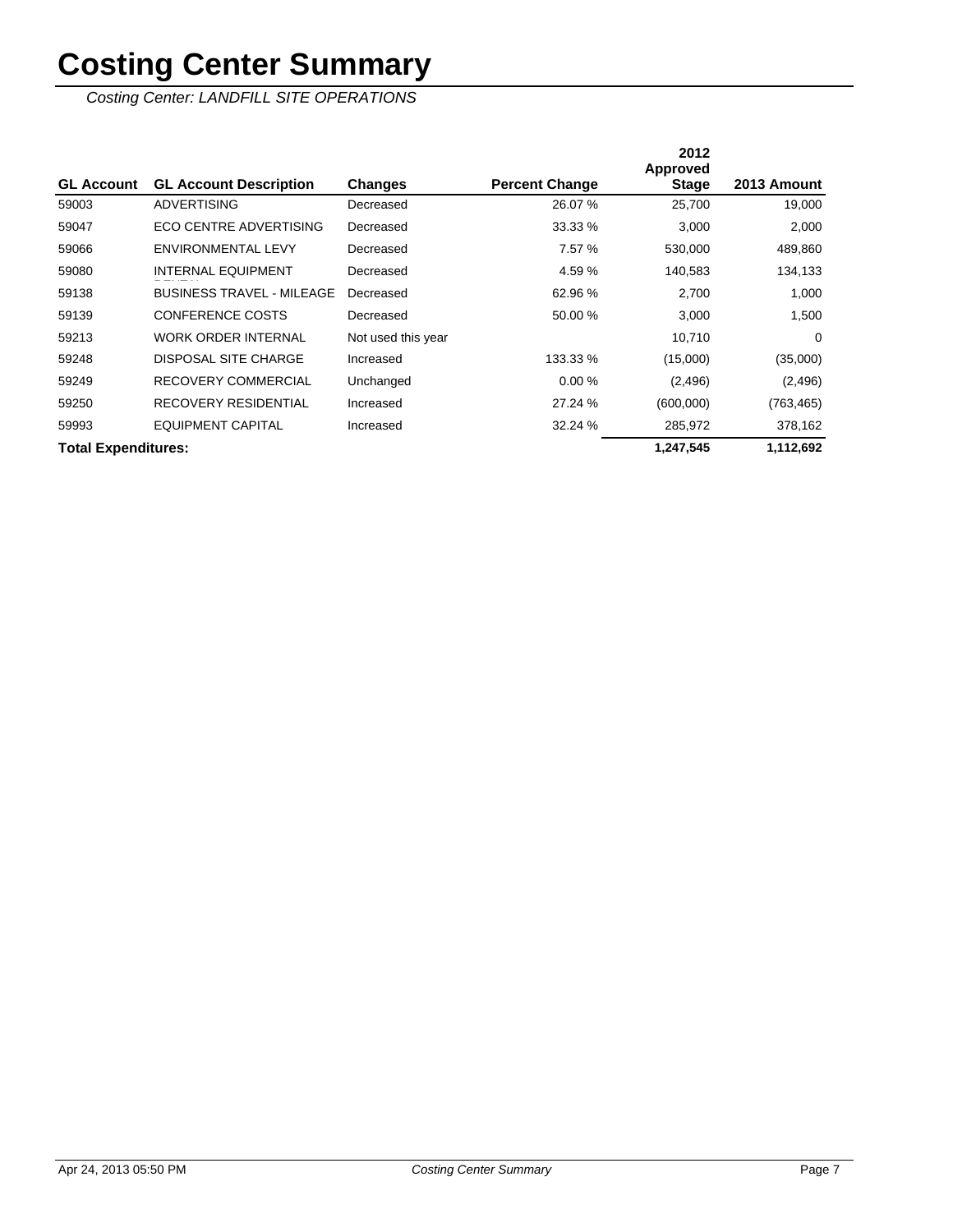# Costing Center Summary

*Costing Center: LANDFILL SITE OPERATIONS*

| GL Account | GL Account Description | Changes | Percent Change | 2012 Approved Stage | 2013 Amount |
|---|---|---|---|---|---|
| 59003 | ADVERTISING | Decreased | 26.07 % | 25,700 | 19,000 |
| 59047 | ECO CENTRE ADVERTISING | Decreased | 33.33 % | 3,000 | 2,000 |
| 59066 | ENVIRONMENTAL LEVY | Decreased | 7.57 % | 530,000 | 489,860 |
| 59080 | INTERNAL EQUIPMENT RENTAL | Decreased | 4.59 % | 140,583 | 134,133 |
| 59138 | BUSINESS TRAVEL - MILEAGE | Decreased | 62.96 % | 2,700 | 1,000 |
| 59139 | CONFERENCE COSTS | Decreased | 50.00 % | 3,000 | 1,500 |
| 59213 | WORK ORDER INTERNAL | Not used this year | | 10,710 | 0 |
| 59248 | DISPOSAL SITE CHARGE | Increased | 133.33 % | (15,000) | (35,000) |
| 59249 | RECOVERY COMMERCIAL | Unchanged | 0.00 % | (2,496) | (2,496) |
| 59250 | RECOVERY RESIDENTIAL | Increased | 27.24 % | (600,000) | (763,465) |
| 59993 | EQUIPMENT CAPITAL | Increased | 32.24 % | 285,972 | 378,162 |
| **Total Expenditures:** | | | | **1,247,545** | **1,112,692** |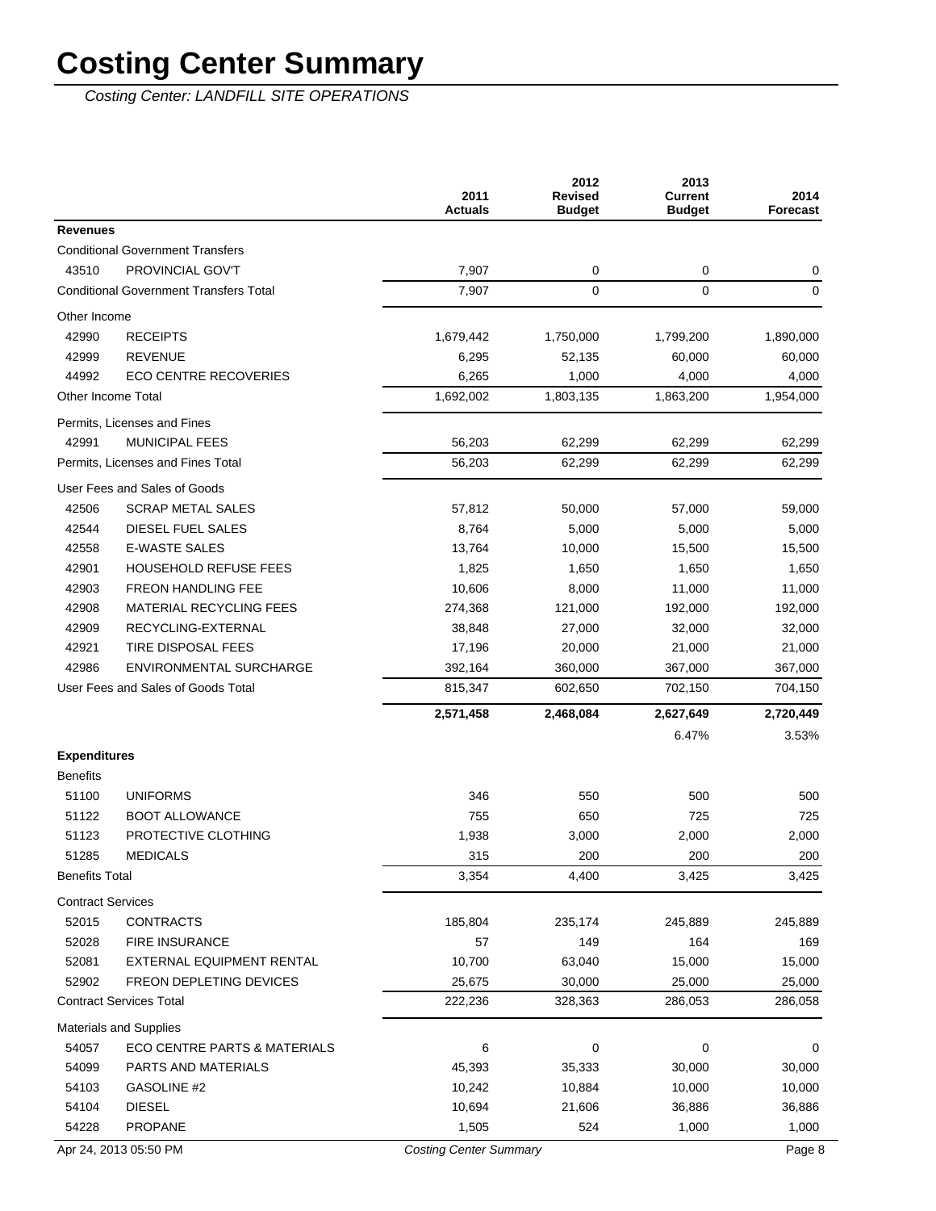# Costing Center Summary

*Costing Center: LANDFILL SITE OPERATIONS*

| | | 2011 Actuals | 2012 Revised Budget | 2013 Current Budget | 2014 Forecast |
|---|---|---|---|---|---|
| **Revenues** | | | | | |
| Conditional Government Transfers | | | | | |
| 43510 | PROVINCIAL GOV'T | 7,907 | 0 | 0 | 0 |
| Conditional Government Transfers Total | | 7,907 | 0 | 0 | 0 |
| Other Income | | | | | |
| 42990 | RECEIPTS | 1,679,442 | 1,750,000 | 1,799,200 | 1,890,000 |
| 42999 | REVENUE | 6,295 | 52,135 | 60,000 | 60,000 |
| 44992 | ECO CENTRE RECOVERIES | 6,265 | 1,000 | 4,000 | 4,000 |
| Other Income Total | | 1,692,002 | 1,803,135 | 1,863,200 | 1,954,000 |
| Permits, Licenses and Fines | | | | | |
| 42991 | MUNICIPAL FEES | 56,203 | 62,299 | 62,299 | 62,299 |
| Permits, Licenses and Fines Total | | 56,203 | 62,299 | 62,299 | 62,299 |
| User Fees and Sales of Goods | | | | | |
| 42506 | SCRAP METAL SALES | 57,812 | 50,000 | 57,000 | 59,000 |
| 42544 | DIESEL FUEL SALES | 8,764 | 5,000 | 5,000 | 5,000 |
| 42558 | E-WASTE SALES | 13,764 | 10,000 | 15,500 | 15,500 |
| 42901 | HOUSEHOLD REFUSE FEES | 1,825 | 1,650 | 1,650 | 1,650 |
| 42903 | FREON HANDLING FEE | 10,606 | 8,000 | 11,000 | 11,000 |
| 42908 | MATERIAL RECYCLING FEES | 274,368 | 121,000 | 192,000 | 192,000 |
| 42909 | RECYCLING-EXTERNAL | 38,848 | 27,000 | 32,000 | 32,000 |
| 42921 | TIRE DISPOSAL FEES | 17,196 | 20,000 | 21,000 | 21,000 |
| 42986 | ENVIRONMENTAL SURCHARGE | 392,164 | 360,000 | 367,000 | 367,000 |
| User Fees and Sales of Goods Total | | 815,347 | 602,650 | 702,150 | 704,150 |
| | | **2,571,458** | **2,468,084** | **2,627,649** | **2,720,449** |
| | | | | 6.47% | 3.53% |
| **Expenditures** | | | | | |
| Benefits | | | | | |
| 51100 | UNIFORMS | 346 | 550 | 500 | 500 |
| 51122 | BOOT ALLOWANCE | 755 | 650 | 725 | 725 |
| 51123 | PROTECTIVE CLOTHING | 1,938 | 3,000 | 2,000 | 2,000 |
| 51285 | MEDICALS | 315 | 200 | 200 | 200 |
| Benefits Total | | 3,354 | 4,400 | 3,425 | 3,425 |
| Contract Services | | | | | |
| 52015 | CONTRACTS | 185,804 | 235,174 | 245,889 | 245,889 |
| 52028 | FIRE INSURANCE | 57 | 149 | 164 | 169 |
| 52081 | EXTERNAL EQUIPMENT RENTAL | 10,700 | 63,040 | 15,000 | 15,000 |
| 52902 | FREON DEPLETING DEVICES | 25,675 | 30,000 | 25,000 | 25,000 |
| Contract Services Total | | 222,236 | 328,363 | 286,053 | 286,058 |
| Materials and Supplies | | | | | |
| 54057 | ECO CENTRE PARTS & MATERIALS | 6 | 0 | 0 | 0 |
| 54099 | PARTS AND MATERIALS | 45,393 | 35,333 | 30,000 | 30,000 |
| 54103 | GASOLINE #2 | 10,242 | 10,884 | 10,000 | 10,000 |
| 54104 | DIESEL | 10,694 | 21,606 | 36,886 | 36,886 |
| 54228 | PROPANE | 1,505 | 524 | 1,000 | 1,000 |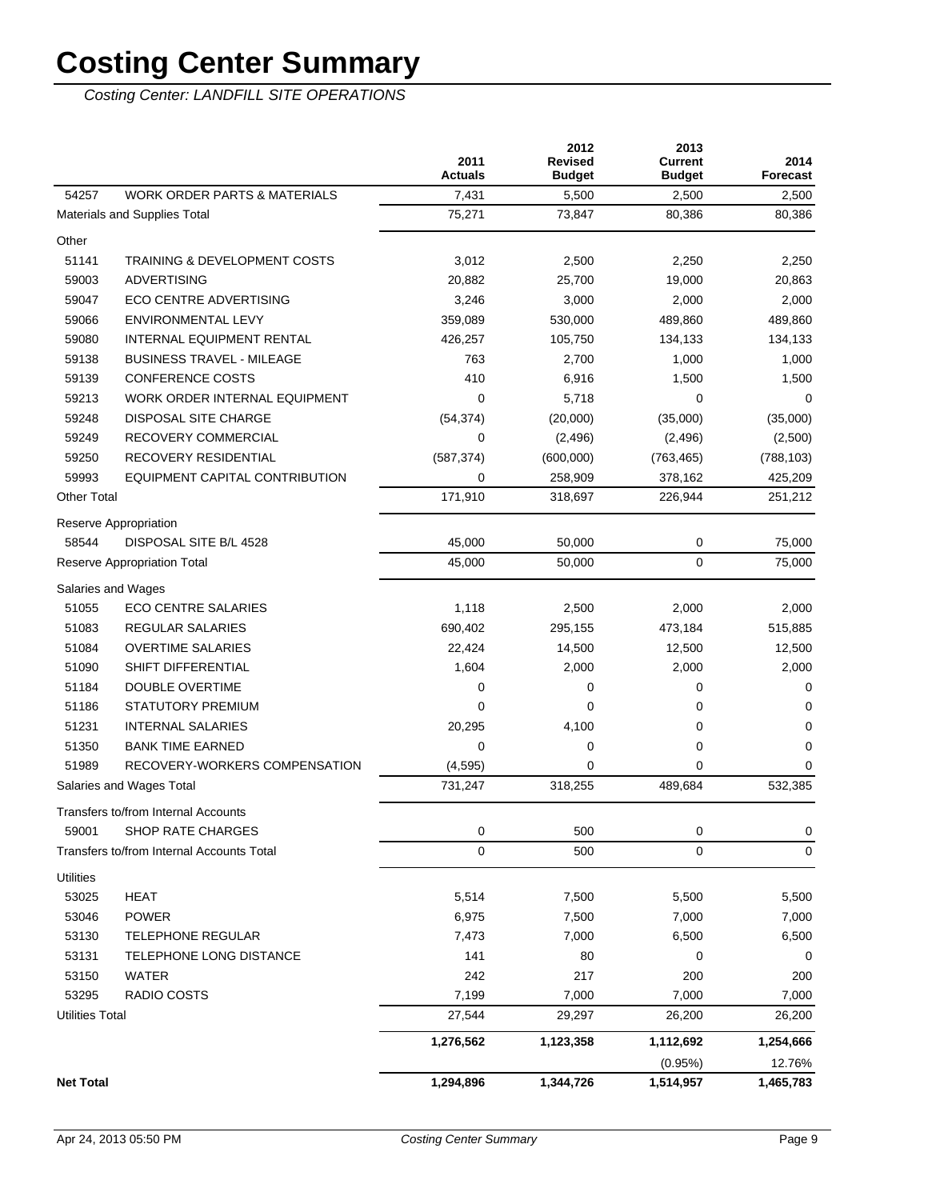# Costing Center Summary

*Costing Center: LANDFILL SITE OPERATIONS*

| | | 2011 Actuals | 2012 Revised Budget | 2013 Current Budget | 2014 Forecast |
|---|---|---|---|---|---|
| 54257 | WORK ORDER PARTS & MATERIALS | 7,431 | 5,500 | 2,500 | 2,500 |
| Materials and Supplies Total | | 75,271 | 73,847 | 80,386 | 80,386 |
| Other | | | | | |
| 51141 | TRAINING & DEVELOPMENT COSTS | 3,012 | 2,500 | 2,250 | 2,250 |
| 59003 | ADVERTISING | 20,882 | 25,700 | 19,000 | 20,863 |
| 59047 | ECO CENTRE ADVERTISING | 3,246 | 3,000 | 2,000 | 2,000 |
| 59066 | ENVIRONMENTAL LEVY | 359,089 | 530,000 | 489,860 | 489,860 |
| 59080 | INTERNAL EQUIPMENT RENTAL | 426,257 | 105,750 | 134,133 | 134,133 |
| 59138 | BUSINESS TRAVEL - MILEAGE | 763 | 2,700 | 1,000 | 1,000 |
| 59139 | CONFERENCE COSTS | 410 | 6,916 | 1,500 | 1,500 |
| 59213 | WORK ORDER INTERNAL EQUIPMENT | 0 | 5,718 | 0 | 0 |
| 59248 | DISPOSAL SITE CHARGE | (54,374) | (20,000) | (35,000) | (35,000) |
| 59249 | RECOVERY COMMERCIAL | 0 | (2,496) | (2,496) | (2,500) |
| 59250 | RECOVERY RESIDENTIAL | (587,374) | (600,000) | (763,465) | (788,103) |
| 59993 | EQUIPMENT CAPITAL CONTRIBUTION | 0 | 258,909 | 378,162 | 425,209 |
| Other Total | | 171,910 | 318,697 | 226,944 | 251,212 |
| Reserve Appropriation | | | | | |
| 58544 | DISPOSAL SITE B/L 4528 | 45,000 | 50,000 | 0 | 75,000 |
| Reserve Appropriation Total | | 45,000 | 50,000 | 0 | 75,000 |
| Salaries and Wages | | | | | |
| 51055 | ECO CENTRE SALARIES | 1,118 | 2,500 | 2,000 | 2,000 |
| 51083 | REGULAR SALARIES | 690,402 | 295,155 | 473,184 | 515,885 |
| 51084 | OVERTIME SALARIES | 22,424 | 14,500 | 12,500 | 12,500 |
| 51090 | SHIFT DIFFERENTIAL | 1,604 | 2,000 | 2,000 | 2,000 |
| 51184 | DOUBLE OVERTIME | 0 | 0 | 0 | 0 |
| 51186 | STATUTORY PREMIUM | 0 | 0 | 0 | 0 |
| 51231 | INTERNAL SALARIES | 20,295 | 4,100 | 0 | 0 |
| 51350 | BANK TIME EARNED | 0 | 0 | 0 | 0 |
| 51989 | RECOVERY-WORKERS COMPENSATION | (4,595) | 0 | 0 | 0 |
| Salaries and Wages Total | | 731,247 | 318,255 | 489,684 | 532,385 |
| Transfers to/from Internal Accounts | | | | | |
| 59001 | SHOP RATE CHARGES | 0 | 500 | 0 | 0 |
| Transfers to/from Internal Accounts Total | | 0 | 500 | 0 | 0 |
| Utilities | | | | | |
| 53025 | HEAT | 5,514 | 7,500 | 5,500 | 5,500 |
| 53046 | POWER | 6,975 | 7,500 | 7,000 | 7,000 |
| 53130 | TELEPHONE REGULAR | 7,473 | 7,000 | 6,500 | 6,500 |
| 53131 | TELEPHONE LONG DISTANCE | 141 | 80 | 0 | 0 |
| 53150 | WATER | 242 | 217 | 200 | 200 |
| 53295 | RADIO COSTS | 7,199 | 7,000 | 7,000 | 7,000 |
| Utilities Total | | 27,544 | 29,297 | 26,200 | 26,200 |
| | | **1,276,562** | **1,123,358** | **1,112,692** | **1,254,666** |
| | | | | (0.95%) | 12.76% |
| **Net Total** | | **1,294,896** | **1,344,726** | **1,514,957** | **1,465,783** |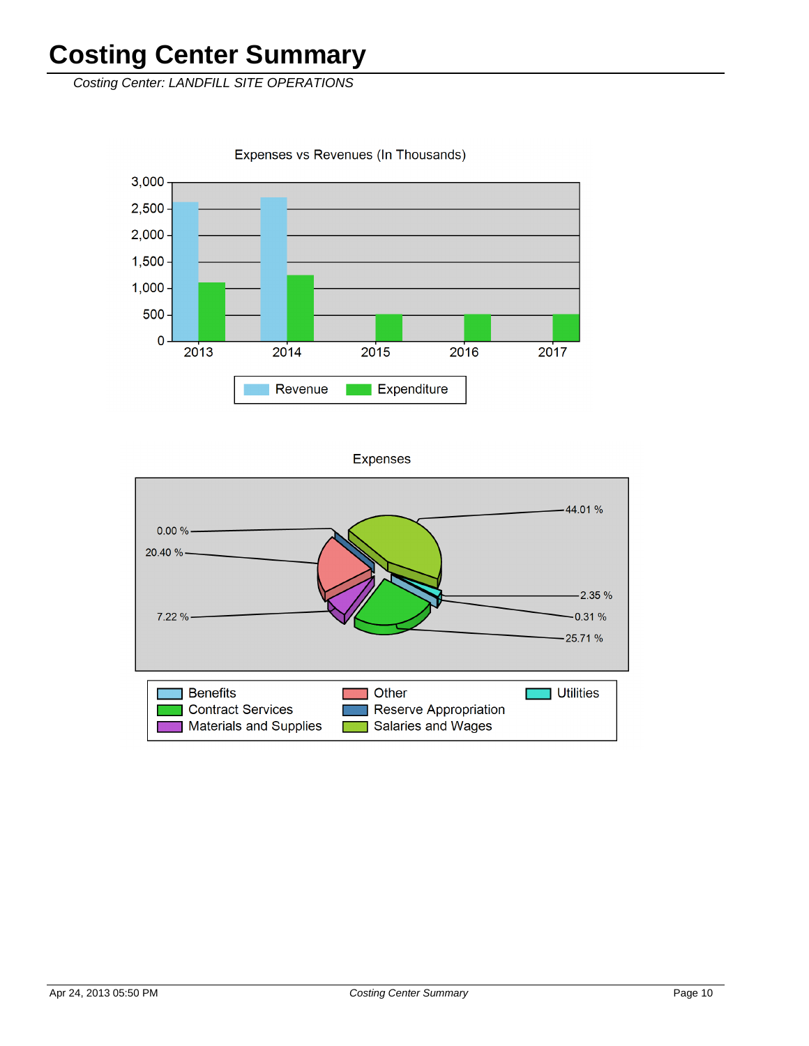# Costing Center Summary

*Costing Center: LANDFILL SITE OPERATIONS*

Expenses vs Revenues (In Thousands)

Revenue | Expenditure

2013 2014 2015 2016 2017

Expenses

0.00 %
20.40 %
7.22 %
44.01 %
2.35 %
0.31 %
25.71 %

Benefits | Contract Services | Materials and Supplies | Other | Reserve Appropriation | Salaries and Wages | Utilities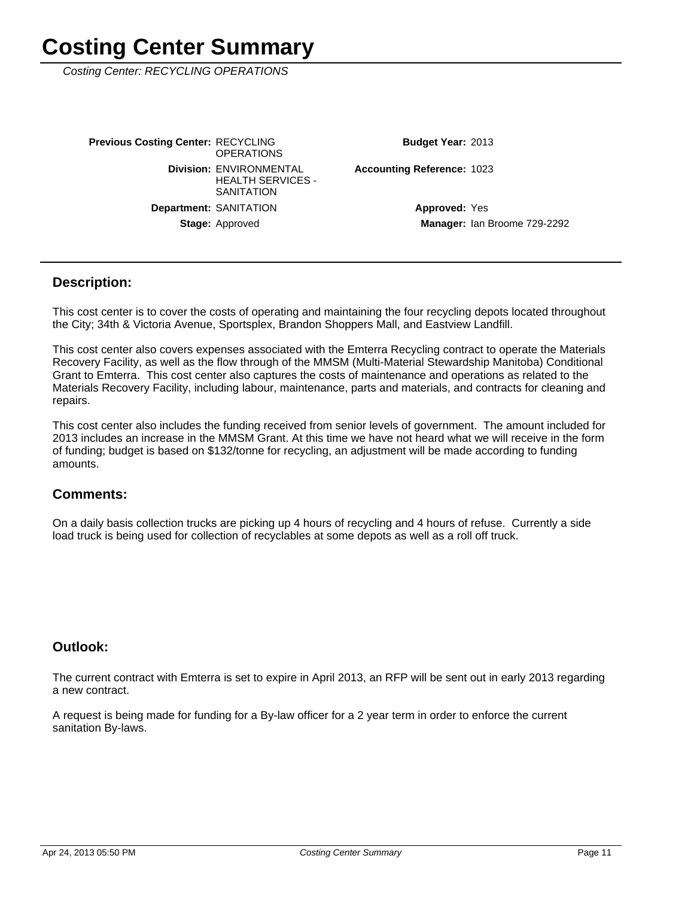# Costing Center Summary

*Costing Center: RECYCLING OPERATIONS*

| | | | |
|---|---|---|---|
| **Previous Costing Center:** | RECYCLING OPERATIONS | **Budget Year:** | 2013 |
| **Division:** | ENVIRONMENTAL HEALTH SERVICES - SANITATION | **Accounting Reference:** | 1023 |
| **Department:** | SANITATION | **Approved:** | Yes |
| **Stage:** | Approved | **Manager:** | Ian Broome 729-2292 |

## Description:

This cost center is to cover the costs of operating and maintaining the four recycling depots located throughout the City; 34th & Victoria Avenue, Sportsplex, Brandon Shoppers Mall, and Eastview Landfill.

This cost center also covers expenses associated with the Emterra Recycling contract to operate the Materials Recovery Facility, as well as the flow through of the MMSM (Multi-Material Stewardship Manitoba) Conditional Grant to Emterra. This cost center also captures the costs of maintenance and operations as related to the Materials Recovery Facility, including labour, maintenance, parts and materials, and contracts for cleaning and repairs.

This cost center also includes the funding received from senior levels of government. The amount included for 2013 includes an increase in the MMSM Grant. At this time we have not heard what we will receive in the form of funding; budget is based on $132/tonne for recycling, an adjustment will be made according to funding amounts.

## Comments:

On a daily basis collection trucks are picking up 4 hours of recycling and 4 hours of refuse. Currently a side load truck is being used for collection of recyclables at some depots as well as a roll off truck.

## Outlook:

The current contract with Emterra is set to expire in April 2013, an RFP will be sent out in early 2013 regarding a new contract.

A request is being made for funding for a By-law officer for a 2 year term in order to enforce the current sanitation By-laws.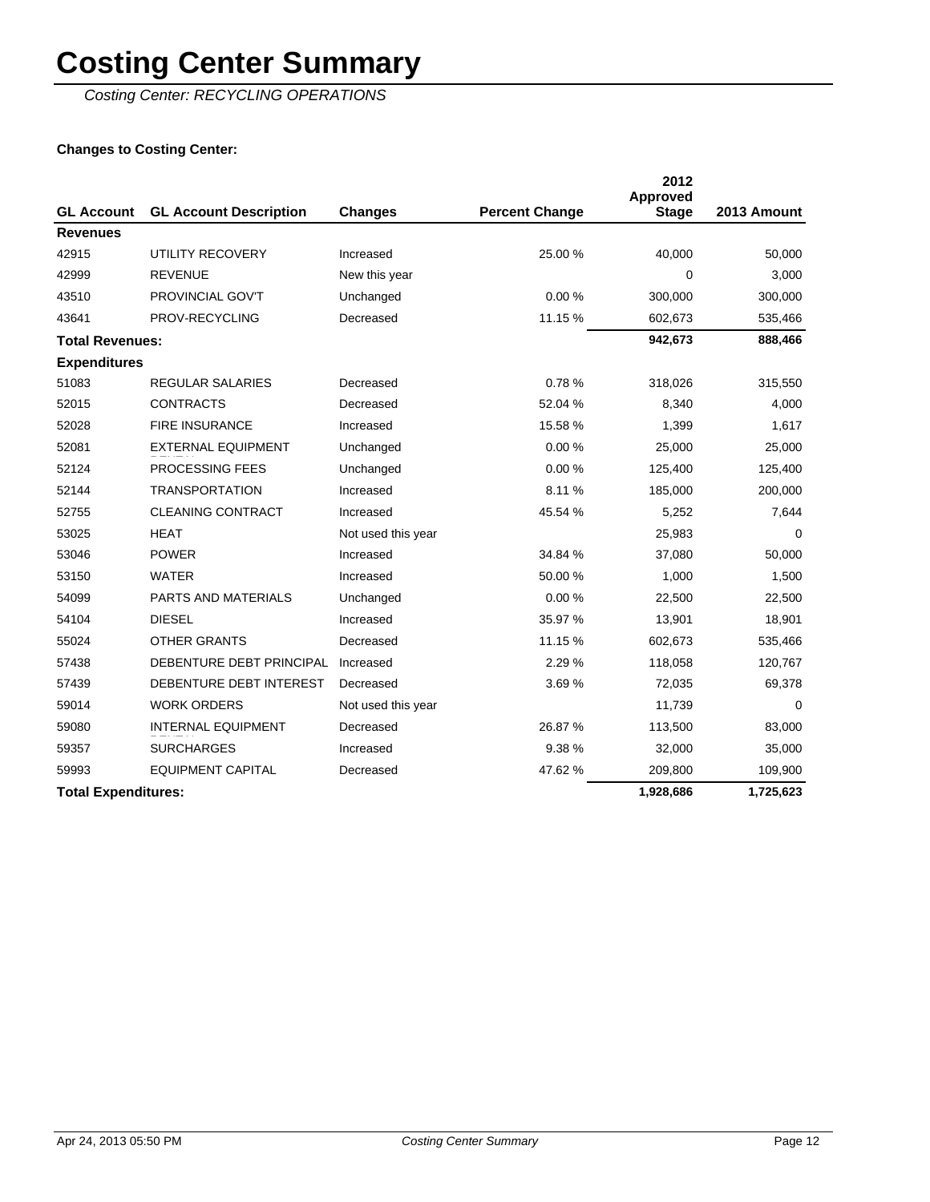# Costing Center Summary

*Costing Center: RECYCLING OPERATIONS*

**Changes to Costing Center:**

| GL Account | GL Account Description | Changes | Percent Change | 2012 Approved Stage | 2013 Amount |
|---|---|---|---|---|---|
| **Revenues** | | | | | |
| 42915 | UTILITY RECOVERY | Increased | 25.00 % | 40,000 | 50,000 |
| 42999 | REVENUE | New this year | | 0 | 3,000 |
| 43510 | PROVINCIAL GOV'T | Unchanged | 0.00 % | 300,000 | 300,000 |
| 43641 | PROV-RECYCLING | Decreased | 11.15 % | 602,673 | 535,466 |
| **Total Revenues:** | | | | **942,673** | **888,466** |
| **Expenditures** | | | | | |
| 51083 | REGULAR SALARIES | Decreased | 0.78 % | 318,026 | 315,550 |
| 52015 | CONTRACTS | Decreased | 52.04 % | 8,340 | 4,000 |
| 52028 | FIRE INSURANCE | Increased | 15.58 % | 1,399 | 1,617 |
| 52081 | EXTERNAL EQUIPMENT RENTAL | Unchanged | 0.00 % | 25,000 | 25,000 |
| 52124 | PROCESSING FEES | Unchanged | 0.00 % | 125,400 | 125,400 |
| 52144 | TRANSPORTATION | Increased | 8.11 % | 185,000 | 200,000 |
| 52755 | CLEANING CONTRACT | Increased | 45.54 % | 5,252 | 7,644 |
| 53025 | HEAT | Not used this year | | 25,983 | 0 |
| 53046 | POWER | Increased | 34.84 % | 37,080 | 50,000 |
| 53150 | WATER | Increased | 50.00 % | 1,000 | 1,500 |
| 54099 | PARTS AND MATERIALS | Unchanged | 0.00 % | 22,500 | 22,500 |
| 54104 | DIESEL | Increased | 35.97 % | 13,901 | 18,901 |
| 55024 | OTHER GRANTS | Decreased | 11.15 % | 602,673 | 535,466 |
| 57438 | DEBENTURE DEBT PRINCIPAL | Increased | 2.29 % | 118,058 | 120,767 |
| 57439 | DEBENTURE DEBT INTEREST | Decreased | 3.69 % | 72,035 | 69,378 |
| 59014 | WORK ORDERS | Not used this year | | 11,739 | 0 |
| 59080 | INTERNAL EQUIPMENT RENTAL | Decreased | 26.87 % | 113,500 | 83,000 |
| 59357 | SURCHARGES | Increased | 9.38 % | 32,000 | 35,000 |
| 59993 | EQUIPMENT CAPITAL | Decreased | 47.62 % | 209,800 | 109,900 |
| **Total Expenditures:** | | | | **1,928,686** | **1,725,623** |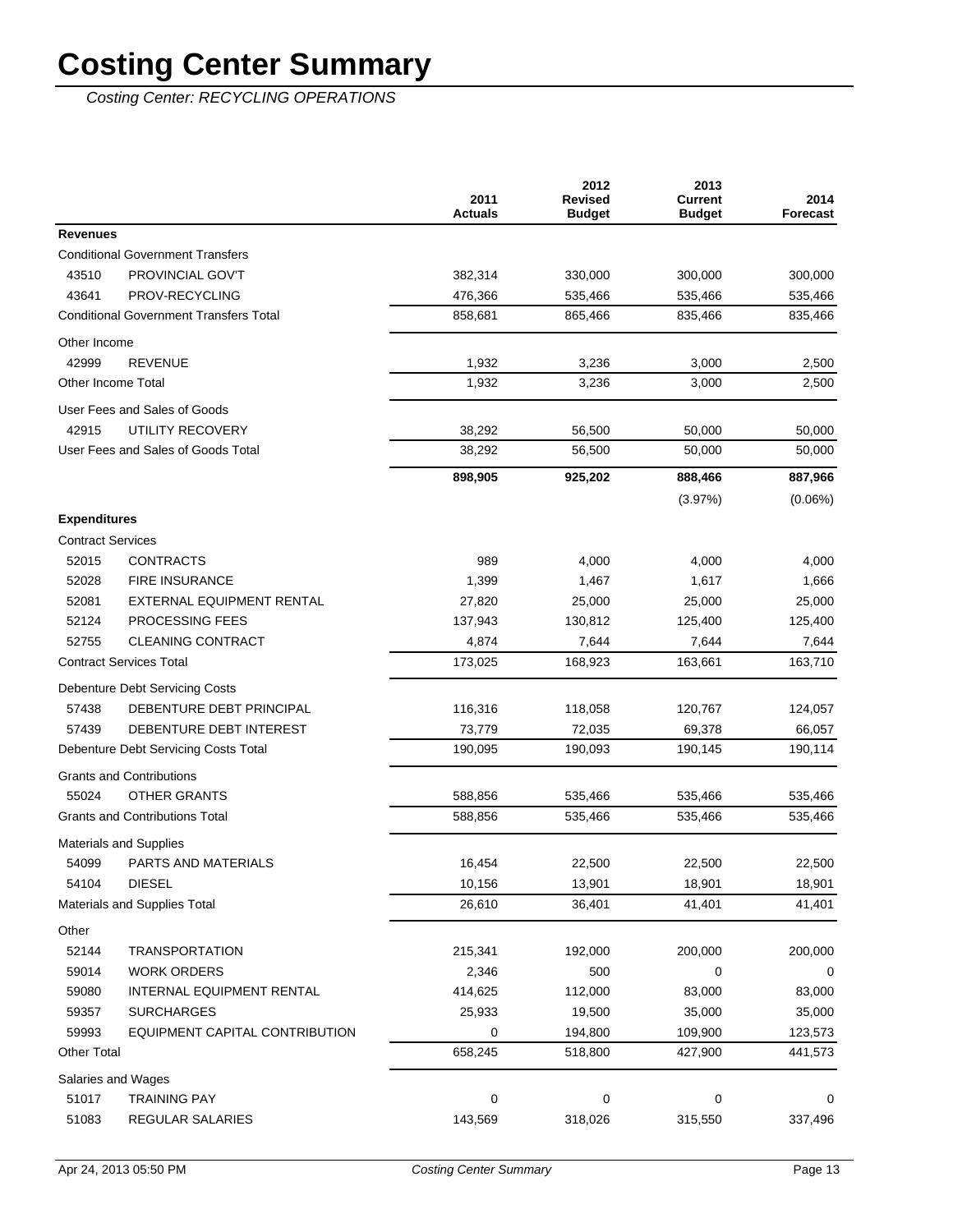# Costing Center Summary

*Costing Center: RECYCLING OPERATIONS*

| | | 2011 Actuals | 2012 Revised Budget | 2013 Current Budget | 2014 Forecast |
|---|---|---|---|---|---|
| **Revenues** | | | | | |
| Conditional Government Transfers | | | | | |
| 43510 | PROVINCIAL GOV'T | 382,314 | 330,000 | 300,000 | 300,000 |
| 43641 | PROV-RECYCLING | 476,366 | 535,466 | 535,466 | 535,466 |
| Conditional Government Transfers Total | | 858,681 | 865,466 | 835,466 | 835,466 |
| Other Income | | | | | |
| 42999 | REVENUE | 1,932 | 3,236 | 3,000 | 2,500 |
| Other Income Total | | 1,932 | 3,236 | 3,000 | 2,500 |
| User Fees and Sales of Goods | | | | | |
| 42915 | UTILITY RECOVERY | 38,292 | 56,500 | 50,000 | 50,000 |
| User Fees and Sales of Goods Total | | 38,292 | 56,500 | 50,000 | 50,000 |
| | | **898,905** | **925,202** | **888,466** | **887,966** |
| | | | | (3.97%) | (0.06%) |
| **Expenditures** | | | | | |
| Contract Services | | | | | |
| 52015 | CONTRACTS | 989 | 4,000 | 4,000 | 4,000 |
| 52028 | FIRE INSURANCE | 1,399 | 1,467 | 1,617 | 1,666 |
| 52081 | EXTERNAL EQUIPMENT RENTAL | 27,820 | 25,000 | 25,000 | 25,000 |
| 52124 | PROCESSING FEES | 137,943 | 130,812 | 125,400 | 125,400 |
| 52755 | CLEANING CONTRACT | 4,874 | 7,644 | 7,644 | 7,644 |
| Contract Services Total | | 173,025 | 168,923 | 163,661 | 163,710 |
| Debenture Debt Servicing Costs | | | | | |
| 57438 | DEBENTURE DEBT PRINCIPAL | 116,316 | 118,058 | 120,767 | 124,057 |
| 57439 | DEBENTURE DEBT INTEREST | 73,779 | 72,035 | 69,378 | 66,057 |
| Debenture Debt Servicing Costs Total | | 190,095 | 190,093 | 190,145 | 190,114 |
| Grants and Contributions | | | | | |
| 55024 | OTHER GRANTS | 588,856 | 535,466 | 535,466 | 535,466 |
| Grants and Contributions Total | | 588,856 | 535,466 | 535,466 | 535,466 |
| Materials and Supplies | | | | | |
| 54099 | PARTS AND MATERIALS | 16,454 | 22,500 | 22,500 | 22,500 |
| 54104 | DIESEL | 10,156 | 13,901 | 18,901 | 18,901 |
| Materials and Supplies Total | | 26,610 | 36,401 | 41,401 | 41,401 |
| Other | | | | | |
| 52144 | TRANSPORTATION | 215,341 | 192,000 | 200,000 | 200,000 |
| 59014 | WORK ORDERS | 2,346 | 500 | 0 | 0 |
| 59080 | INTERNAL EQUIPMENT RENTAL | 414,625 | 112,000 | 83,000 | 83,000 |
| 59357 | SURCHARGES | 25,933 | 19,500 | 35,000 | 35,000 |
| 59993 | EQUIPMENT CAPITAL CONTRIBUTION | 0 | 194,800 | 109,900 | 123,573 |
| Other Total | | 658,245 | 518,800 | 427,900 | 441,573 |
| Salaries and Wages | | | | | |
| 51017 | TRAINING PAY | 0 | 0 | 0 | 0 |
| 51083 | REGULAR SALARIES | 143,569 | 318,026 | 315,550 | 337,496 |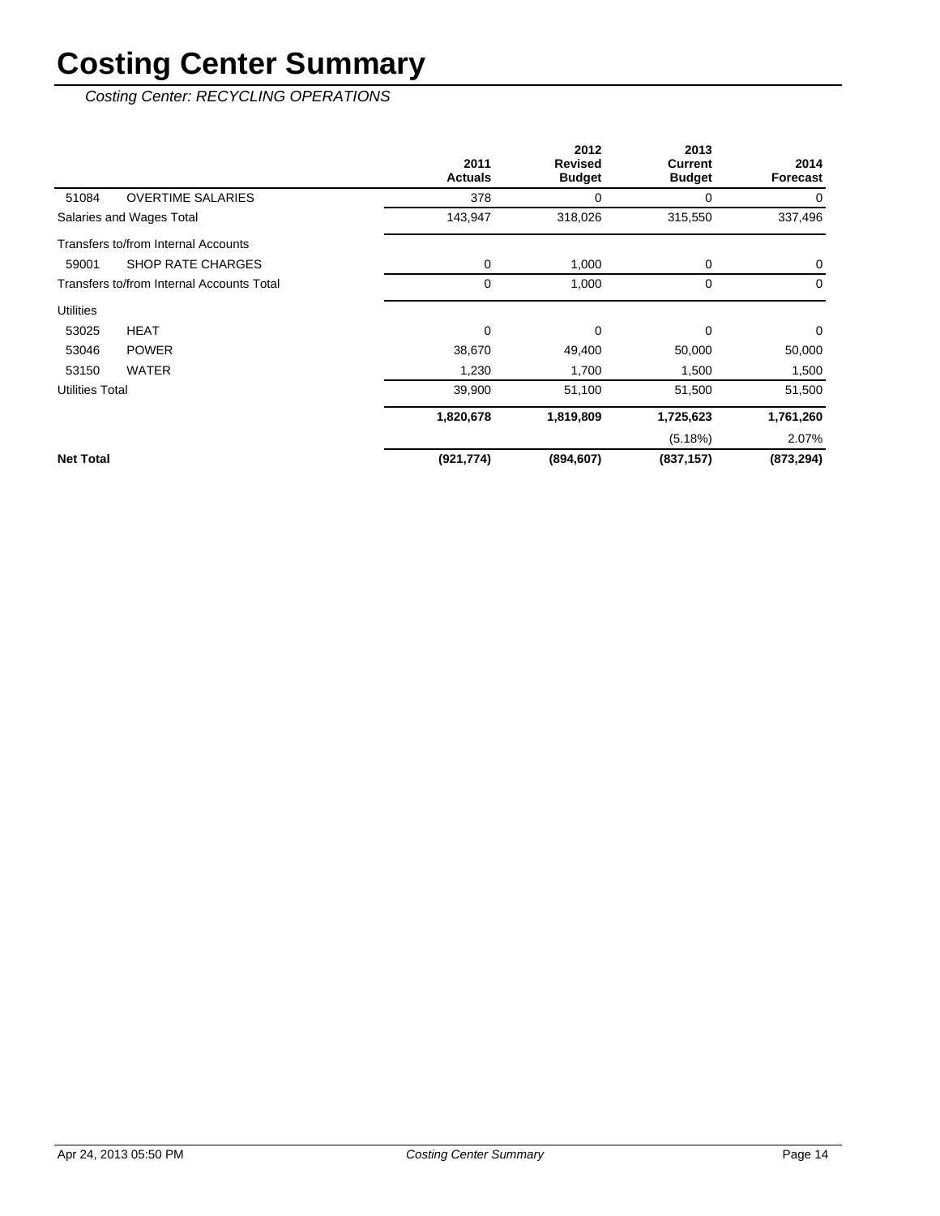# Costing Center Summary

*Costing Center: RECYCLING OPERATIONS*

| | | 2011 Actuals | 2012 Revised Budget | 2013 Current Budget | 2014 Forecast |
|---|---|---|---|---|---|
| 51084 | OVERTIME SALARIES | 378 | 0 | 0 | 0 |
| Salaries and Wages Total | | 143,947 | 318,026 | 315,550 | 337,496 |
| Transfers to/from Internal Accounts | | | | | |
| 59001 | SHOP RATE CHARGES | 0 | 1,000 | 0 | 0 |
| Transfers to/from Internal Accounts Total | | 0 | 1,000 | 0 | 0 |
| Utilities | | | | | |
| 53025 | HEAT | 0 | 0 | 0 | 0 |
| 53046 | POWER | 38,670 | 49,400 | 50,000 | 50,000 |
| 53150 | WATER | 1,230 | 1,700 | 1,500 | 1,500 |
| Utilities Total | | 39,900 | 51,100 | 51,500 | 51,500 |
| | | **1,820,678** | **1,819,809** | **1,725,623** | **1,761,260** |
| | | | | (5.18%) | 2.07% |
| **Net Total** | | **(921,774)** | **(894,607)** | **(837,157)** | **(873,294)** |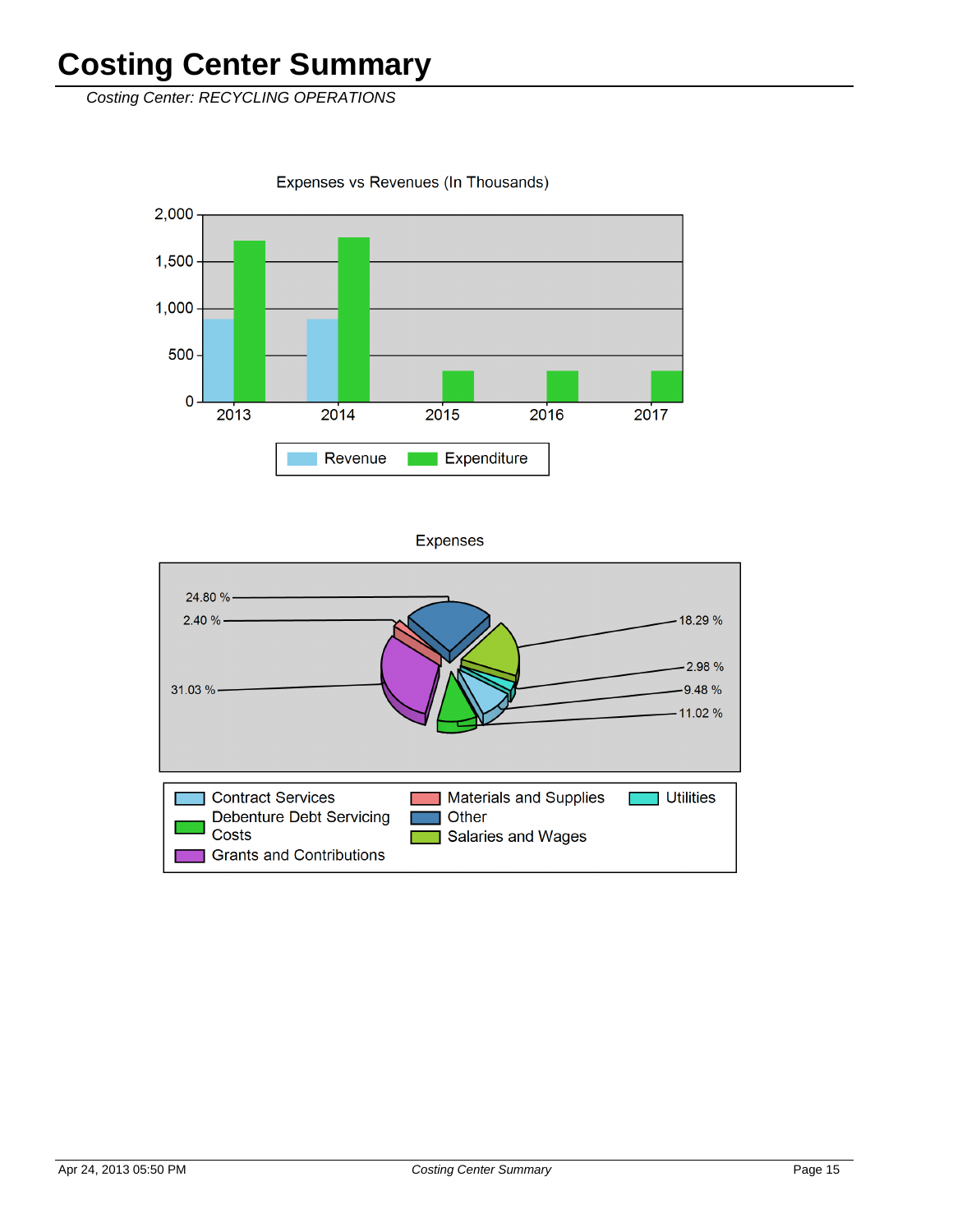# Costing Center Summary

*Costing Center: RECYCLING OPERATIONS*

Expenses vs Revenues (In Thousands)

Revenue | Expenditure

Expenses

| Category | Percentage |
| --- | --- |
| Other | 24.80 % |
| Materials and Supplies | 2.40 % |
| Grants and Contributions | 31.03 % |
| Salaries and Wages | 18.29 % |
| Utilities | 2.98 % |
| Contract Services | 9.48 % |
| Debenture Debt Servicing Costs | 11.02 % |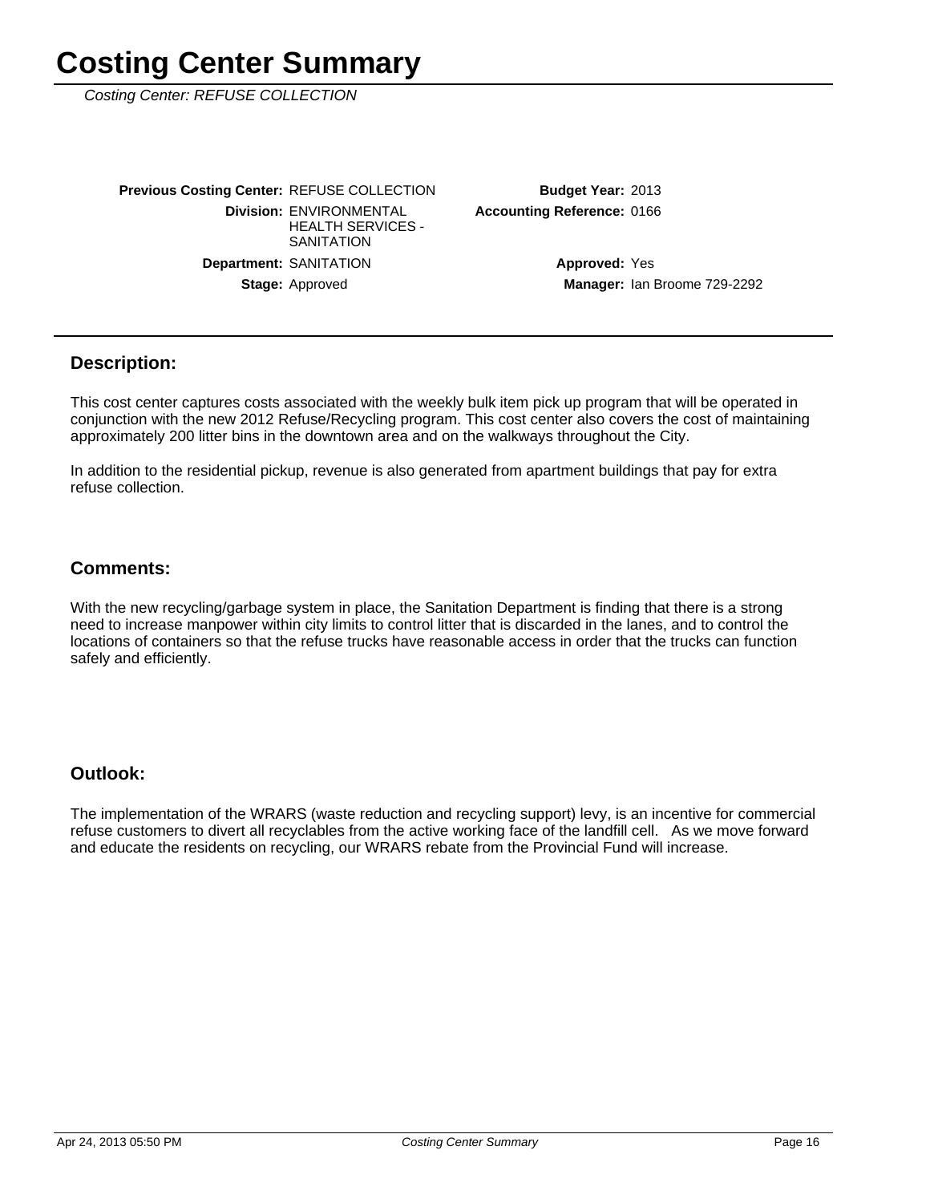# Costing Center Summary

*Costing Center: REFUSE COLLECTION*

**Previous Costing Center:** REFUSE COLLECTION

**Division:** ENVIRONMENTAL HEALTH SERVICES - SANITATION

**Department:** SANITATION

**Stage:** Approved

**Budget Year:** 2013

**Accounting Reference:** 0166

**Approved:** Yes

**Manager:** Ian Broome 729-2292

## Description:

This cost center captures costs associated with the weekly bulk item pick up program that will be operated in conjunction with the new 2012 Refuse/Recycling program. This cost center also covers the cost of maintaining approximately 200 litter bins in the downtown area and on the walkways throughout the City.

In addition to the residential pickup, revenue is also generated from apartment buildings that pay for extra refuse collection.

## Comments:

With the new recycling/garbage system in place, the Sanitation Department is finding that there is a strong need to increase manpower within city limits to control litter that is discarded in the lanes, and to control the locations of containers so that the refuse trucks have reasonable access in order that the trucks can function safely and efficiently.

## Outlook:

The implementation of the WRARS (waste reduction and recycling support) levy, is an incentive for commercial refuse customers to divert all recyclables from the active working face of the landfill cell. As we move forward and educate the residents on recycling, our WRARS rebate from the Provincial Fund will increase.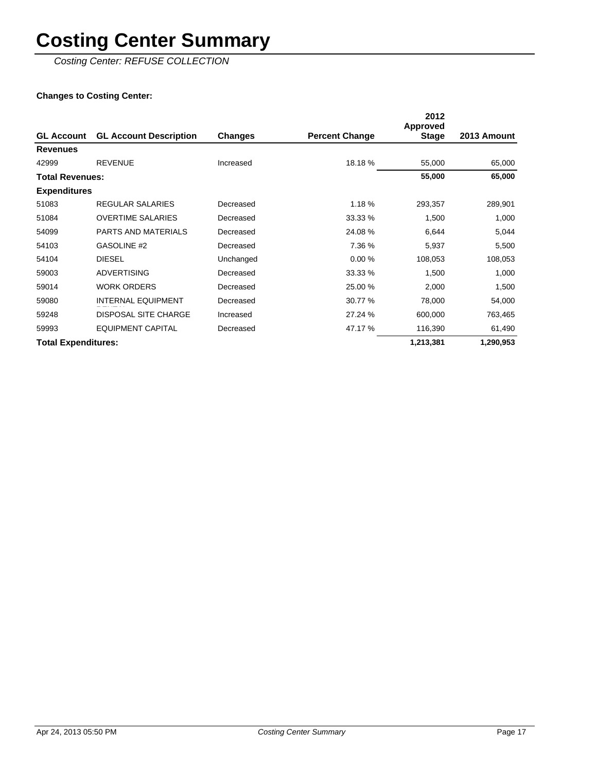# Costing Center Summary

*Costing Center: REFUSE COLLECTION*

**Changes to Costing Center:**

| GL Account | GL Account Description | Changes | Percent Change | 2012 Approved Stage | 2013 Amount |
|---|---|---|---|---|---|
| **Revenues** | | | | | |
| 42999 | REVENUE | Increased | 18.18 % | 55,000 | 65,000 |
| **Total Revenues:** | | | | **55,000** | **65,000** |
| **Expenditures** | | | | | |
| 51083 | REGULAR SALARIES | Decreased | 1.18 % | 293,357 | 289,901 |
| 51084 | OVERTIME SALARIES | Decreased | 33.33 % | 1,500 | 1,000 |
| 54099 | PARTS AND MATERIALS | Decreased | 24.08 % | 6,644 | 5,044 |
| 54103 | GASOLINE #2 | Decreased | 7.36 % | 5,937 | 5,500 |
| 54104 | DIESEL | Unchanged | 0.00 % | 108,053 | 108,053 |
| 59003 | ADVERTISING | Decreased | 33.33 % | 1,500 | 1,000 |
| 59014 | WORK ORDERS | Decreased | 25.00 % | 2,000 | 1,500 |
| 59080 | INTERNAL EQUIPMENT RENTAL | Decreased | 30.77 % | 78,000 | 54,000 |
| 59248 | DISPOSAL SITE CHARGE | Increased | 27.24 % | 600,000 | 763,465 |
| 59993 | EQUIPMENT CAPITAL | Decreased | 47.17 % | 116,390 | 61,490 |
| **Total Expenditures:** | | | | **1,213,381** | **1,290,953** |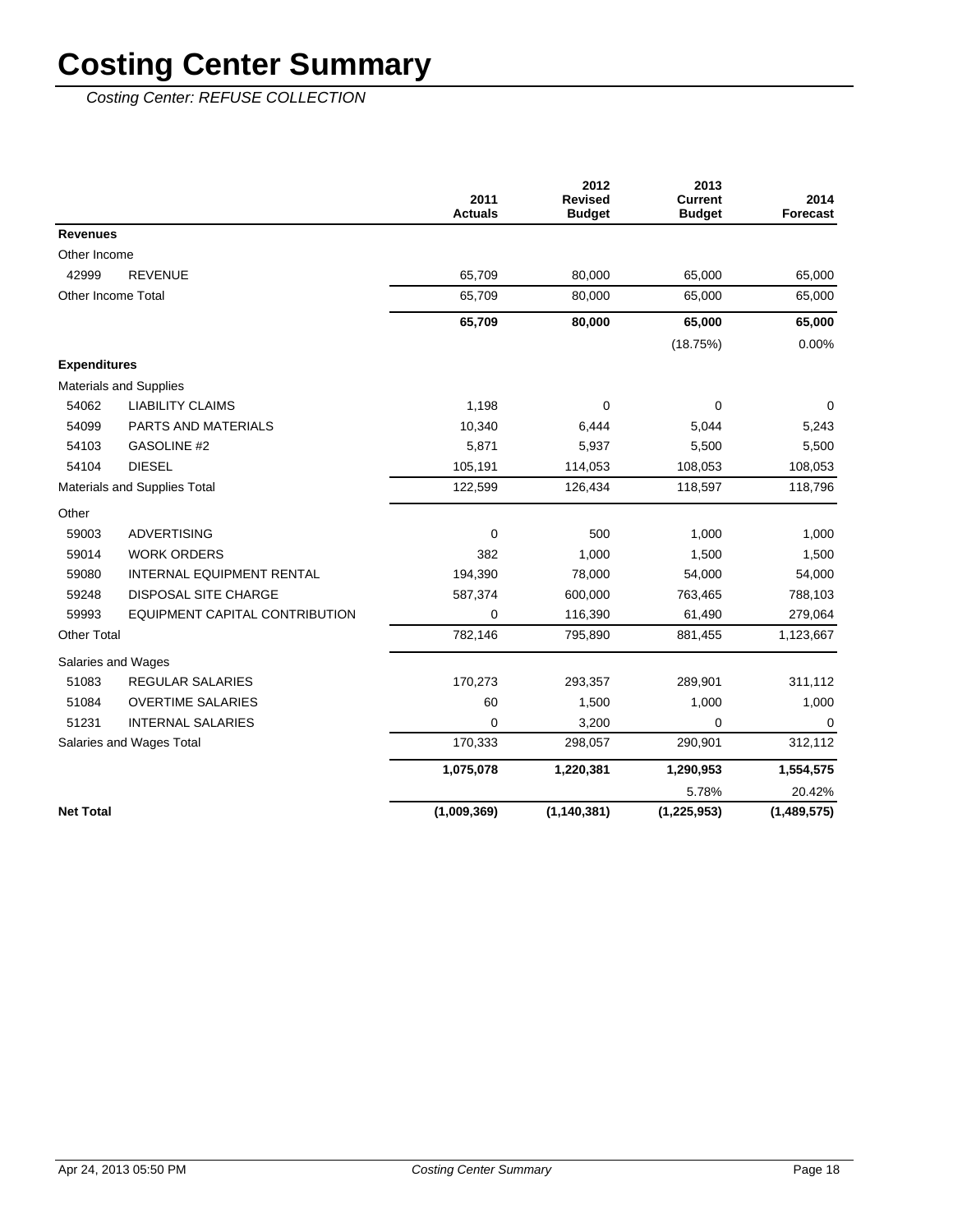# Costing Center Summary

*Costing Center: REFUSE COLLECTION*

| | | 2011 Actuals | 2012 Revised Budget | 2013 Current Budget | 2014 Forecast |
|---|---|---|---|---|---|
| **Revenues** | | | | | |
| Other Income | | | | | |
| 42999 | REVENUE | 65,709 | 80,000 | 65,000 | 65,000 |
| Other Income Total | | 65,709 | 80,000 | 65,000 | 65,000 |
| | | **65,709** | **80,000** | **65,000** | **65,000** |
| | | | | (18.75%) | 0.00% |
| **Expenditures** | | | | | |
| Materials and Supplies | | | | | |
| 54062 | LIABILITY CLAIMS | 1,198 | 0 | 0 | 0 |
| 54099 | PARTS AND MATERIALS | 10,340 | 6,444 | 5,044 | 5,243 |
| 54103 | GASOLINE #2 | 5,871 | 5,937 | 5,500 | 5,500 |
| 54104 | DIESEL | 105,191 | 114,053 | 108,053 | 108,053 |
| Materials and Supplies Total | | 122,599 | 126,434 | 118,597 | 118,796 |
| Other | | | | | |
| 59003 | ADVERTISING | 0 | 500 | 1,000 | 1,000 |
| 59014 | WORK ORDERS | 382 | 1,000 | 1,500 | 1,500 |
| 59080 | INTERNAL EQUIPMENT RENTAL | 194,390 | 78,000 | 54,000 | 54,000 |
| 59248 | DISPOSAL SITE CHARGE | 587,374 | 600,000 | 763,465 | 788,103 |
| 59993 | EQUIPMENT CAPITAL CONTRIBUTION | 0 | 116,390 | 61,490 | 279,064 |
| Other Total | | 782,146 | 795,890 | 881,455 | 1,123,667 |
| Salaries and Wages | | | | | |
| 51083 | REGULAR SALARIES | 170,273 | 293,357 | 289,901 | 311,112 |
| 51084 | OVERTIME SALARIES | 60 | 1,500 | 1,000 | 1,000 |
| 51231 | INTERNAL SALARIES | 0 | 3,200 | 0 | 0 |
| Salaries and Wages Total | | 170,333 | 298,057 | 290,901 | 312,112 |
| | | **1,075,078** | **1,220,381** | **1,290,953** | **1,554,575** |
| | | | | 5.78% | 20.42% |
| **Net Total** | | **(1,009,369)** | **(1,140,381)** | **(1,225,953)** | **(1,489,575)** |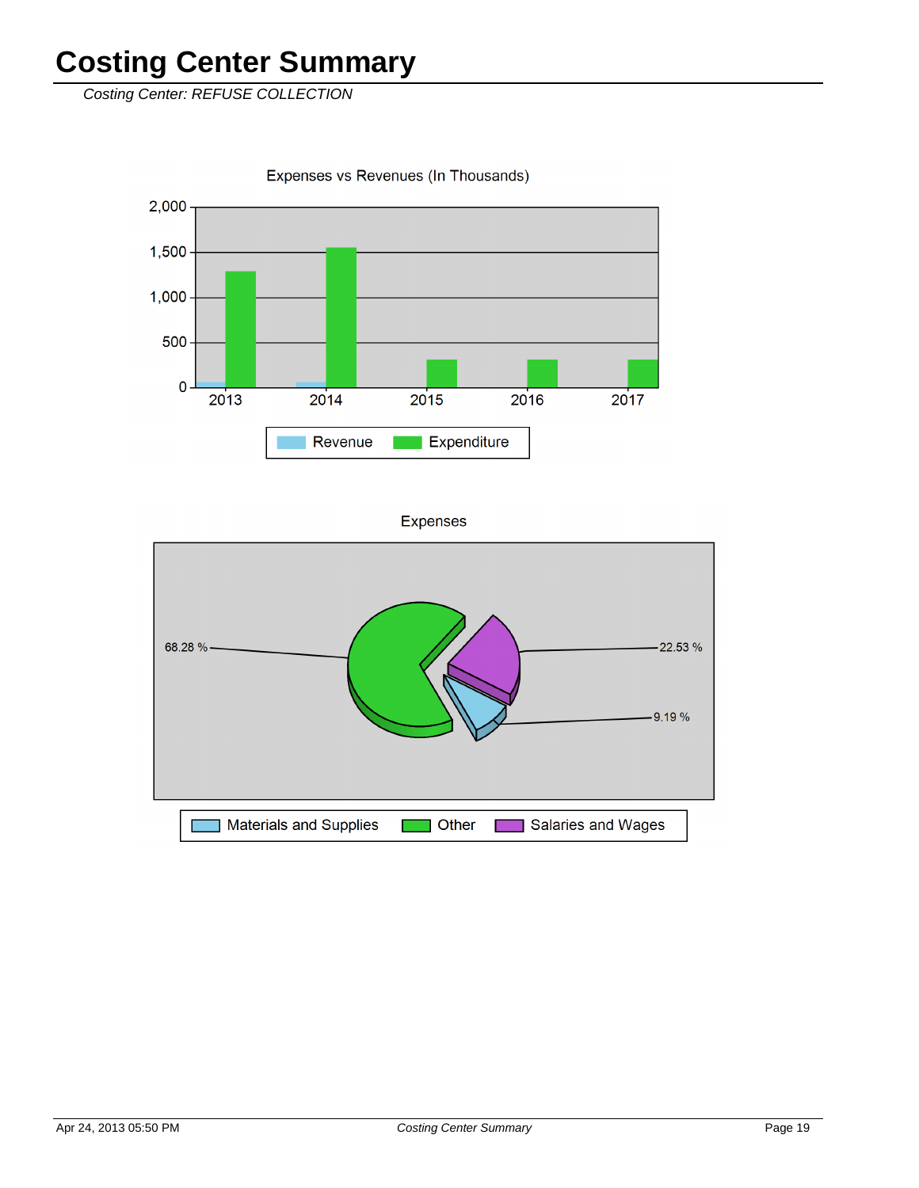# Costing Center Summary

*Costing Center: REFUSE COLLECTION*

Expenses vs Revenues (In Thousands)

2,000
1,500
1,000
500
0

2013
2014
2015
2016
2017

Revenue
Expenditure

Expenses

68.28 %
22.53 %
9.19 %

Materials and Supplies
Other
Salaries and Wages